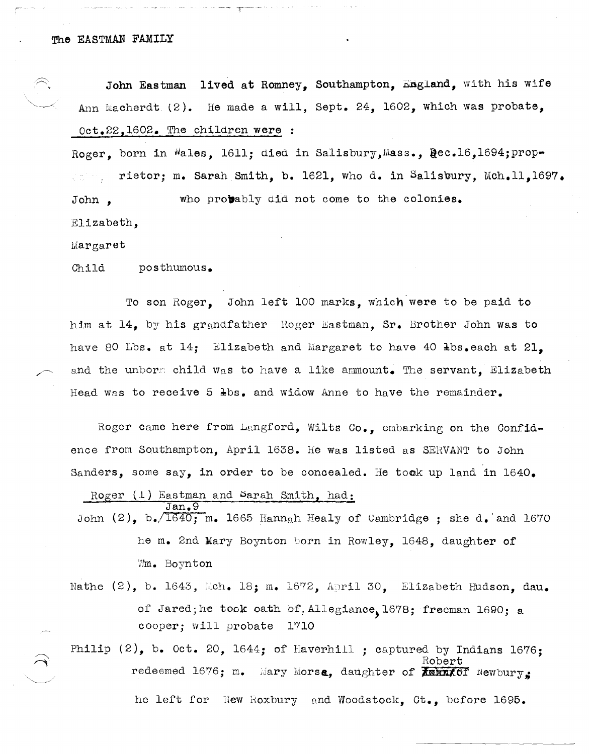The EASTMAN FAMILY

**John Eastman lived at Romney, Southampton, England,** with his wife Ann Macherdt (2). He made a will, **Sept. 24, 1602,** which was probate, Oct.22,1602. The children were :

Roger, born in Wales, 1611; died in Salisbury,Mass., Dec.16,1694;proprietor; m. Sarah Smith, b. 1621, who d. in Salisbury, Mch.11,1697.

John , who probably did not come to the colonies.

Elizabeth,

Margaret

Child posthumous.

To son Roger, John left 100 marks, which were to be paid to him at 14, by his grandfather Roger Eastman, Sr. Brother John was to have 80 Lbs. at 14; Elizabeth and Margaret to have 40 lbs.each at 21, and the unborn child was to have a like ammount. The servant, Elizabeth Head was to receive 5 lbs. and widow Anne to have the remainder.

Roger came here from Langford, Wilts Co., embarking on the Confidence from Southampton, April 1638. He was listed as SERVANT to John Sanders, some say, in order to be concealed. He took up land in 1640.

Roger (1) Eastman and Sarah Smith, had:

John (2), b. Jan.9 1640; m. 1665 Hannah Healy of Cambridge ; she d. and 1670 he m. 2nd Mary Boynton born in Rowley, 1648, daughter of Wm. Boynton

Nathe (2), b. 1643, Mch. 18; m. 1672, April 30, Elizabeth Hudson, dau. of Jared; he took oath of Allegiance, 1678; freeman 1690; a cooper; will probate 1710

Philip (2), b. Oct. 20, 1644; of Haverhill ; captured by Indians 1676; redeemed 1676; m. Mary Morse, daughter of ~~John~~ Robert of Newbury; he left for New Roxbury and Woodstock, Ct., before 1695.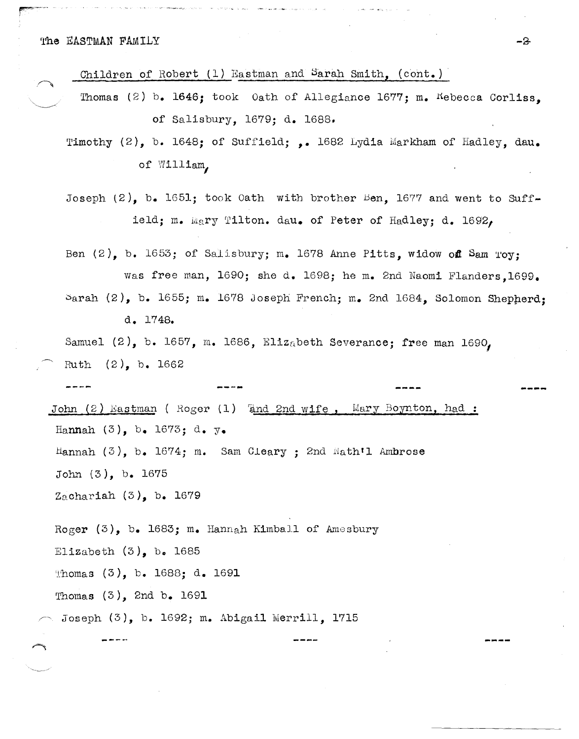Children of Robert (1) Eastman and Sarah Smith, (cont.)

Thomas (2) b. 1646; took Oath of Allegiance 1677; m. Rebecca Corliss, of Salisbury, 1679; d. 1688.

Timothy (2), b. 1648; of Suffield; ,. 1682 Lydia Markham of Hadley, dau. of William,

Joseph (2), b. 1651; took Oath with brother Ben, 1677 and went to Suffield; m. Mary Tilton. dau. of Peter of Hadley; d. 1692,

Ben (2), b. 1653; of Salisbury; m. 1678 Anne Pitts, widow of Sam Toy; was free man, 1690; she d. 1698; he m. 2nd Naomi Flanders, 1699.

Sarah (2), b. 1655; m. 1678 Joseph French; m. 2nd 1684, Solomon Shepherd; d. 1748.

Samuel (2), b. 1657, m. 1686, Elizabeth Severance; free man 1690,

Ruth (2), b. 1662

---

John (2) Eastman ( Roger (1) and 2nd wife , Mary Boynton, had :

Hannah (3), b. 1673; d. y.

Hannah (3), b. 1674; m. Sam Cleary ; 2nd Nath'l Ambrose

John (3), b. 1675

Zachariah (3), b. 1679

Roger (3), b. 1683; m. Hannah Kimball of Amesbury

Elizabeth (3), b. 1685

Thomas (3), b. 1688; d. 1691

Thomas (3), 2nd b. 1691

Joseph (3), b. 1692; m. Abigail Merrill, 1715

---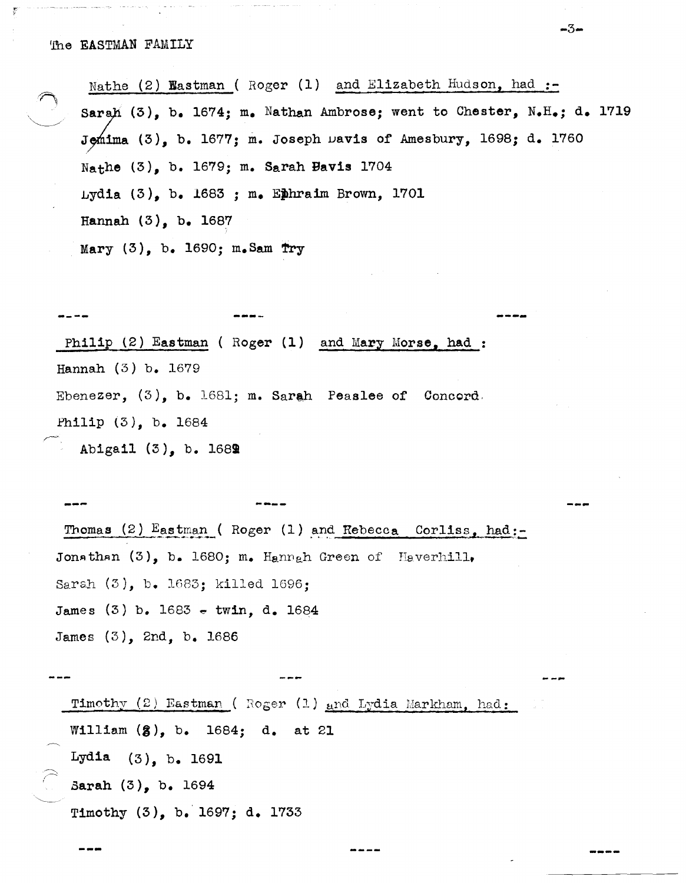Nathe (2) Eastman ( Roger (1) and Elizabeth Hudson, had :-

Sarah (3), b. 1674; m. Nathan Ambrose; went to Chester, N.H.; d. 1719

Jemima (3), b. 1677; m. Joseph Davis of Amesbury, 1698; d. 1760

Nathe (3), b. 1679; m. Sarah Davis 1704

Lydia (3), b. 1683 ; m. Ephraim Brown, 1701

Hannah (3), b. 1687

Mary (3), b. 1690; m. Sam Try

---- ---- ----

Philip (2) Eastman ( Roger (1) and Mary Morse, had :

Hannah (3) b. 1679

Ebenezer, (3), b. 1681; m. Sarah Peaslee of Concord.

Philip (3), b. 1684

Abigail (3), b. 1682

--- ---- ---

Thomas (2) Eastman ( Roger (1) and Rebecca Corliss, had:-

Jonathan (3), b. 1680; m. Hannah Green of Haverhill,

Sarah (3), b. 1683; killed 1696;

James (3) b. 1683 - twin, d. 1684

James (3), 2nd, b. 1686

--- --- ---

Timothy (2) Eastman ( Roger (1) and Lydia Markham, had:

William (3), b. 1684; d. at 21

Lydia (3), b. 1691

Sarah (3), b. 1694

Timothy (3), b. 1697; d. 1733

--- ---- ----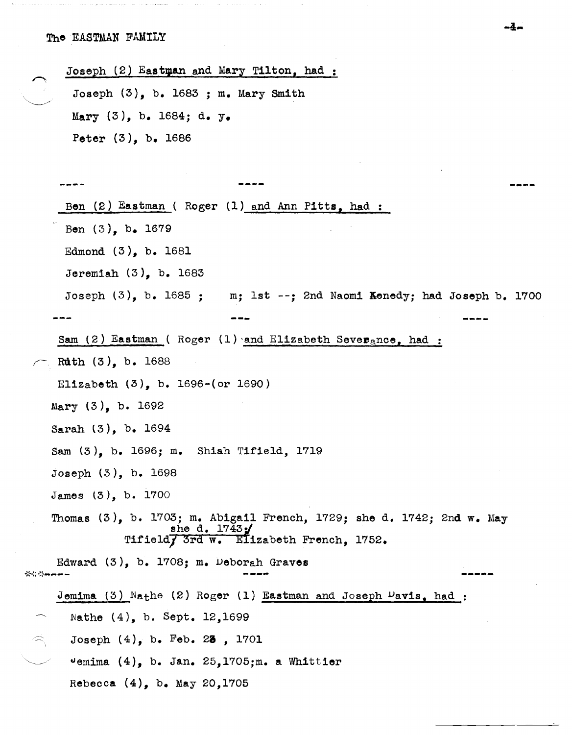Joseph (2) Eastman and Mary Tilton, had :

Joseph (3), b. 1683 ; m. Mary Smith

Mary (3), b. 1684; d. y.

Peter (3), b. 1686

---

Ben (2) Eastman ( Roger (1) and Ann Pitts, had :

Ben (3), b. 1679

Edmond (3), b. 1681

Jeremiah (3), b. 1683

Joseph (3), b. 1685 ; m; 1st --; 2nd Naomi Kenedy; had Joseph b. 1700

---

Sam (2) Eastman ( Roger (1) and Elizabeth Severance, had :

Ruth (3), b. 1688

Elizabeth (3), b. 1696-(or 1690)

Mary (3), b. 1692

Sarah (3), b. 1694

Sam (3), b. 1696; m. Shiah Tifield, 1719

Joseph (3), b. 1698

James (3), b. 1700

Thomas (3), b. 1703; m. Abigail French, 1729; she d. 1742; 2nd w. May Tifield/ she d. 1743;/ 3rd w. Elizabeth French, 1752.

Edward (3), b. 1708; m. Deborah Graves

---

Jemima (3) Nathe (2) Roger (1) Eastman and Joseph Davis, had :

Nathe (4), b. Sept. 12,1699

Joseph (4), b. Feb. 28 , 1701

Jemima (4), b. Jan. 25,1705;m. a Whittier

Rebecca (4), b. May 20,1705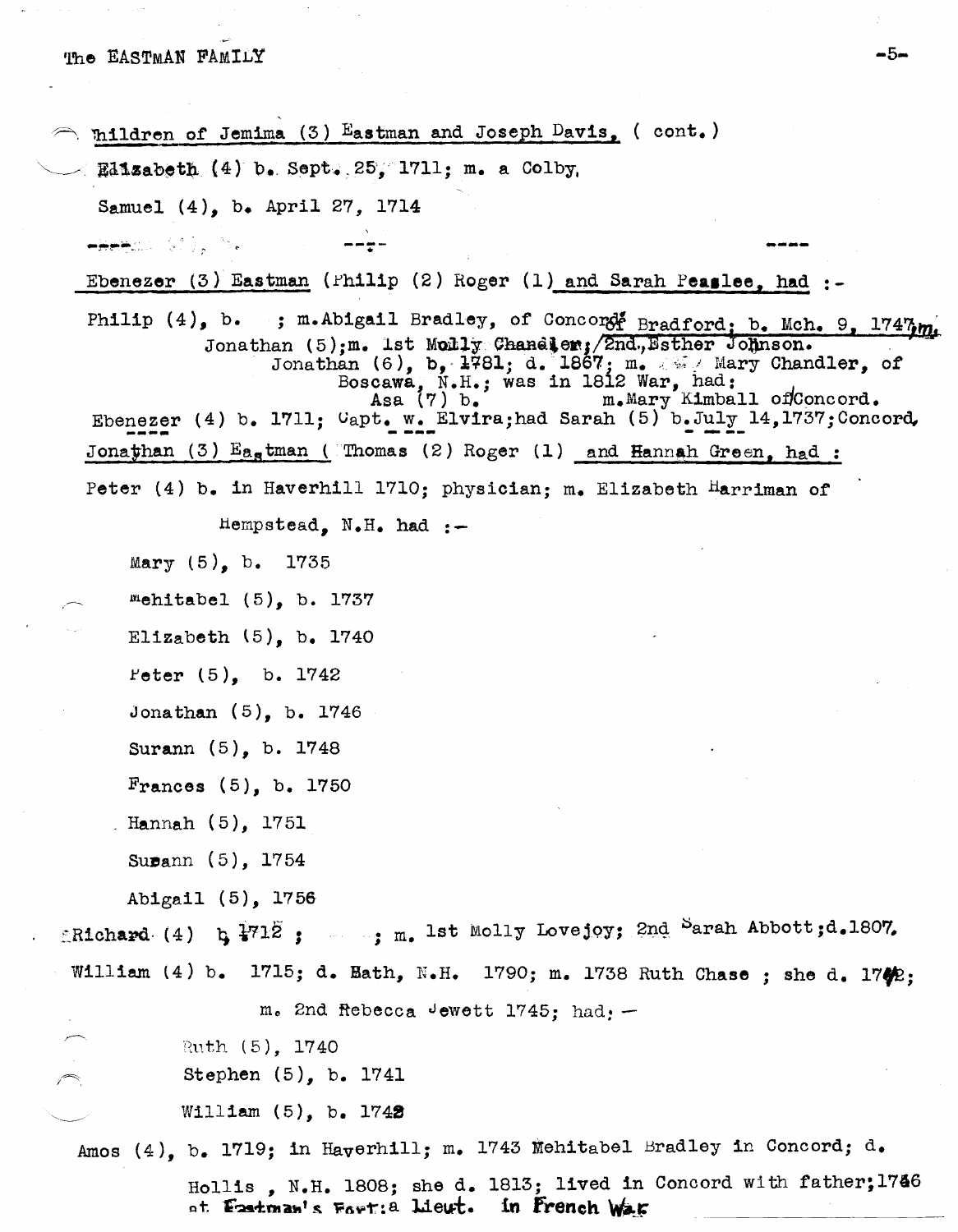Children of Jemima (3) Eastman and Joseph Davis, ( cont.)

Elizabeth (4) b. Sept. 25, 1711; m. a Colby,

Samuel (4), b. April 27, 1714

---- ---- ----

Ebenezer (3) Eastman (Philip (2) Roger (1) and Sarah Peaslee, had :-

Philip (4), b. ; m. Abigail Bradley, of Concord of Bradford; b. Mch. 9, 1747, m.

Jonathan (5); m. 1st Molly Chandler; /2nd, Esther Johnson.

Jonathan (6), b. 1781; d. 1867; m. Mary Chandler, of Boscawa, N.H.; was in 1812 War, had:

Asa (7) b. m. Mary Kimball of Concord.

Ebenezer (4) b. 1711; Capt. w. Elvira; had Sarah (5) b. July 14, 1737; Concord,

Jonathan (3) Eastman ( Thomas (2) Roger (1) and Hannah Green, had :

Peter (4) b. in Haverhill 1710; physician; m. Elizabeth Harriman of Hempstead, N.H. had :-

Mary (5), b. 1735

Mehitabel (5), b. 1737

Elizabeth (5), b. 1740

Peter (5), b. 1742

Jonathan (5), b. 1746

Surann (5), b. 1748

Frances (5), b. 1750

Hannah (5), 1751

Susann (5), 1754

Abigail (5), 1756

Richard (4) b. 1712 ; ; m. 1st Molly Lovejoy; 2nd Sarah Abbott; d. 1807.

William (4) b. 1715; d. Bath, N.H. 1790; m. 1738 Ruth Chase ; she d. 1742;

m. 2nd Rebecca Jewett 1745; had: -

Ruth (5), 1740

Stephen (5), b. 1741

William (5), b. 1742

Amos (4), b. 1719; in Haverhill; m. 1743 Mehitabel Bradley in Concord; d. Hollis , N.H. 1808; she d. 1813; lived in Concord with father; 1746 at Eastman's Fort: a Lieut. in French War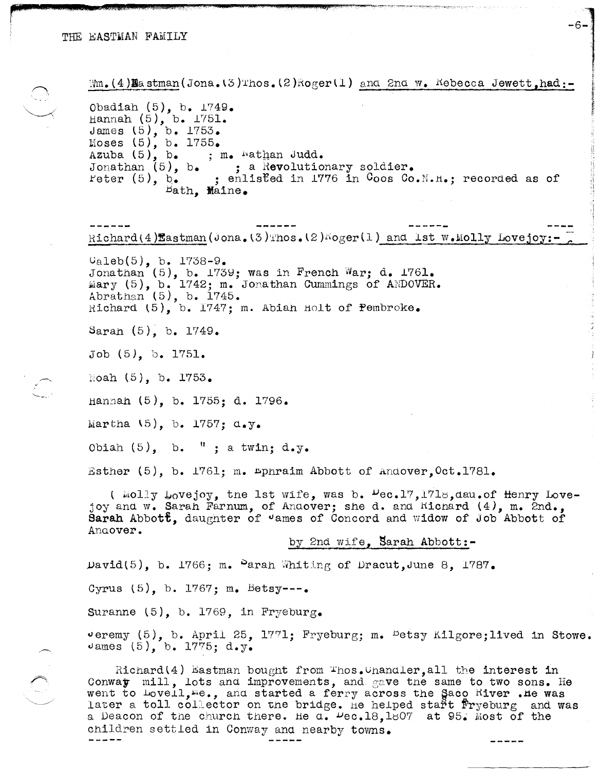Wm.(4)Eastman(Jona.(3)Thos.(2)Roger(1) and 2nd w. Rebecca Jewett,had:-

Obadiah (5), b. 1749.
Hannah (5), b. 1751.
James (5), b. 1753.
Moses (5), b. 1755.
Azuba (5), b. ; m. Nathan Judd.
Jonathan (5), b. ; a Revolutionary soldier.
Peter (5), b. ; enlisted in 1776 in Coos Co.N.H.; recorded as of Bath, Maine.

------ ------ ------ ----

Richard(4)Eastman(Jona.(3)Thos.(2)Roger(1) and 1st w.Molly Lovejoy:-

Caleb(5), b. 1738-9.
Jonathan (5), b. 1739; was in French War; d. 1761.
Mary (5), b. 1742; m. Jonathan Cummings of ANDOVER.
Abrathan (5), b. 1745.
Richard (5), b. 1747; m. Abiah Holt of Pembroke.

Sarah (5), b. 1749.

Job (5), b. 1751.

Noah (5), b. 1753.

Hannah (5), b. 1755; d. 1796.

Martha (5), b. 1757; d.y.

Obiah (5), b. " ; a twin; d.y.

Esther (5), b. 1761; m. Ephraim Abbott of Andover,Oct.1781.

( Molly Lovejoy, the 1st wife, was b. Dec.17,1718,dau.of Henry Lovejoy and w. Sarah Farnum, of Andover; she d. and Richard (4), m. 2nd., **Sarah Abbott**, daughter of James of Concord and widow of Job Abbott of Andover.

by 2nd wife, Sarah Abbott:-

David(5), b. 1766; m. Sarah Whiting of Dracut,June 8, 1787.

Cyrus (5), b. 1767; m. Betsy---.

Suranne (5), b. 1769, in Fryeburg.

Jeremy (5), b. April 25, 1771; Fryeburg; m. Betsy Kilgore;lived in Stowe.
James (5), b. 1775; d.y.

Richard(4) Eastman bought from Thos.Chandler,all the interest in Conway mill, lots and improvements, and gave the same to two sons. He went to Lovell,Me., and started a ferry across the Saco River .He was later a toll collector on the bridge. He helped start Fryeburg and was a Deacon of the church there. He d. Dec.18,1807 at 95. Most of the children settled in Conway and nearby towns.

----- ----- -----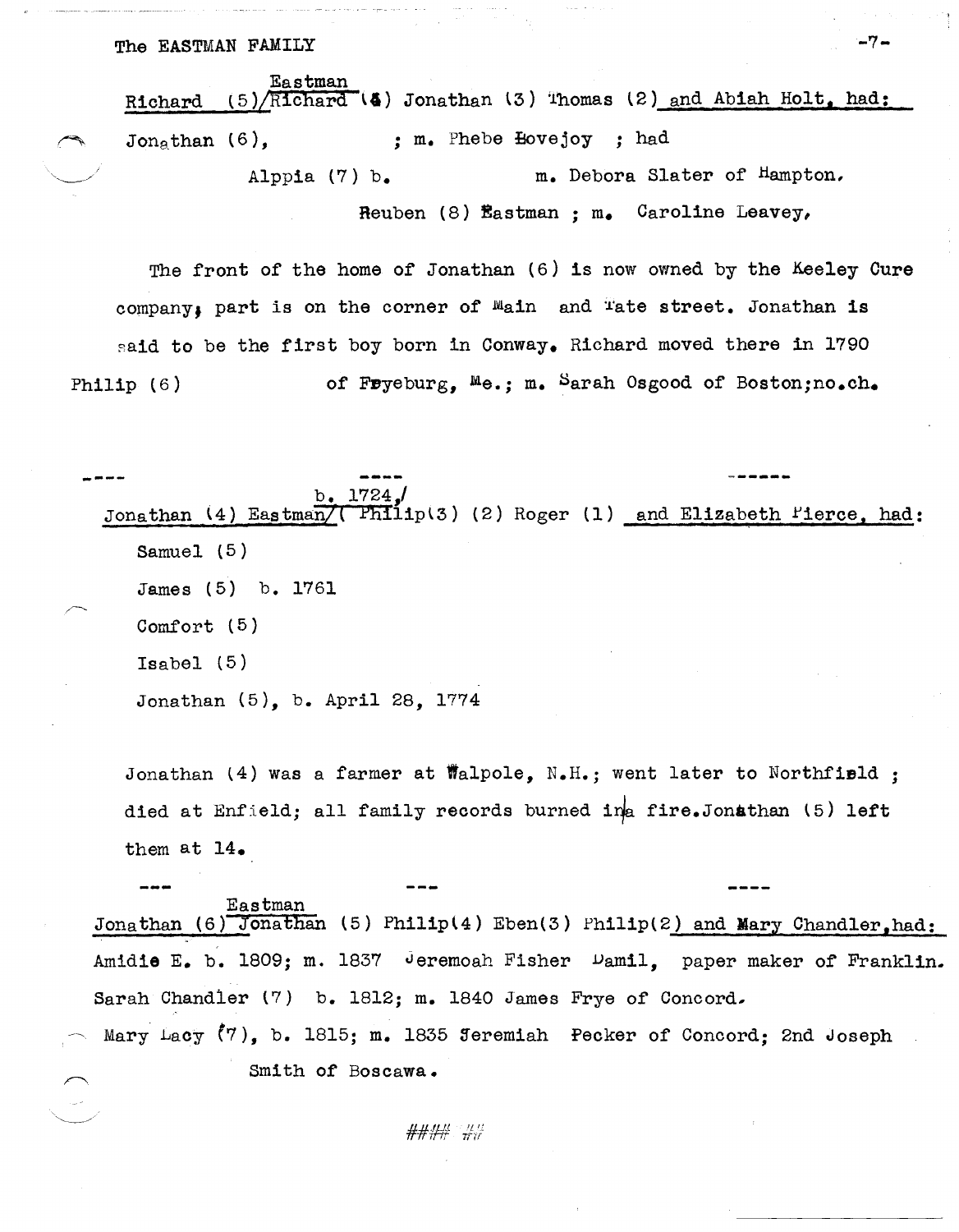Richard (5) Eastman / Richard (4) Jonathan (3) Thomas (2) and Abiah Holt, had:

Jonathan (6), ; m. Phebe Lovejoy ; had

Alppia (7) b. m. Debora Slater of Hampton,

Reuben (8) Eastman ; m. Caroline Leavey,

The front of the home of Jonathan (6) is now owned by the Keeley Cure company; part is on the corner of Main and Tate street. Jonathan is said to be the first boy born in Conway. Richard moved there in 1790

Philip (6) of Fryeburg, Me.; m. Sarah Osgood of Boston;no.ch.

---

Jonathan (4) Eastman b. 1724 / (Philip(3) (2) Roger (1) and Elizabeth Pierce, had:

Samuel (5)

James (5) b. 1761

Comfort (5)

Isabel (5)

Jonathan (5), b. April 28, 1774

Jonathan (4) was a farmer at Walpole, N.H.; went later to Northfield ; died at Enfield; all family records burned in a fire.Jonathan (5) left them at 14.

---

Jonathan (6) Eastman Jonathan (5) Philip(4) Eben(3) Philip(2) and Mary Chandler,had:

Amidie E. b. 1809; m. 1837 Jeremoah Fisher Damil, paper maker of Franklin.

Sarah Chandler (7) b. 1812; m. 1840 James Frye of Concord.

Mary Lacy (7), b. 1815; m. 1835 Jeremiah Pecker of Concord; 2nd Joseph Smith of Boscawa.

#### ##